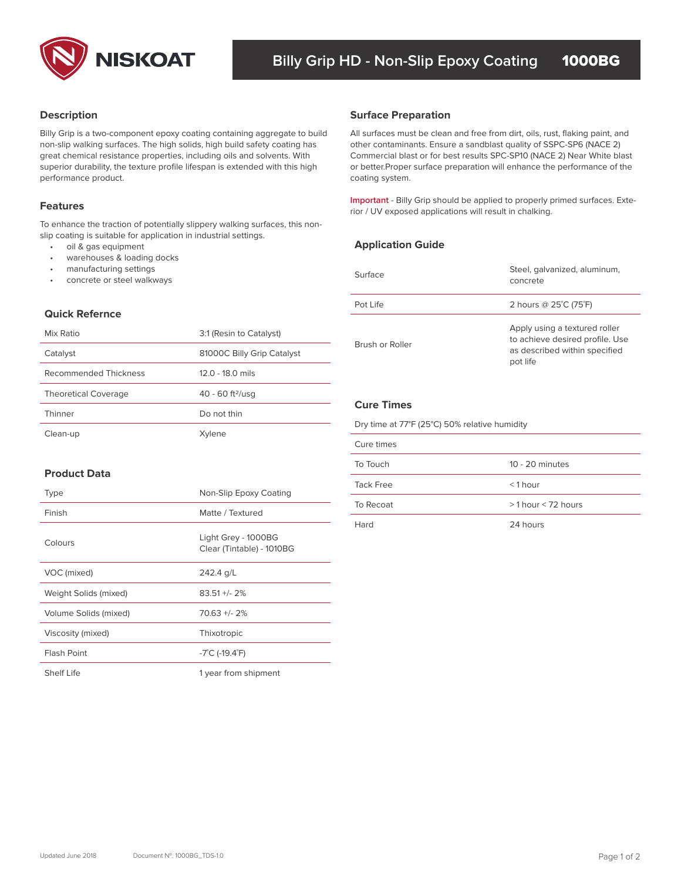# NISKOAT

## Billy Grip HD - Non-Slip Epoxy Coating 1000BG

### Description

Billy Grip is a two-component epoxy coating containing aggregate to build non-slip walking surfaces. The high solids, high build safety coating has great chemical resistance properties, including oils and solvents. With superior durability, the texture profile lifespan is extended with this high performance product.

### Features

To enhance the traction of potentially slippery walking surfaces, this non-slip coating is suitable for application in industrial settings.

- oil & gas equipment
- warehouses & loading docks
- manufacturing settings
- concrete or steel walkways

### Quick Refernce

| | |
|---|---|
| Mix Ratio | 3:1 (Resin to Catalyst) |
| Catalyst | 81000C Billy Grip Catalyst |
| Recommended Thickness | 12.0 - 18.0 mils |
| Theoretical Coverage | 40 - 60 ft²/usg |
| Thinner | Do not thin |
| Clean-up | Xylene |

### Product Data

| | |
|---|---|
| Type | Non-Slip Epoxy Coating |
| Finish | Matte / Textured |
| Colours | Light Grey - 1000BG<br>Clear (Tintable) - 1010BG |
| VOC (mixed) | 242.4 g/L |
| Weight Solids (mixed) | 83.51 +/- 2% |
| Volume Solids (mixed) | 70.63 +/- 2% |
| Viscosity (mixed) | Thixotropic |
| Flash Point | -7˚C (-19.4˚F) |
| Shelf Life | 1 year from shipment |

### Surface Preparation

All surfaces must be clean and free from dirt, oils, rust, flaking paint, and other contaminants. Ensure a sandblast quality of SSPC-SP6 (NACE 2) Commercial blast or for best results SPC-SP10 (NACE 2) Near White blast or better.Proper surface preparation will enhance the performance of the coating system.

**Important** - Billy Grip should be applied to properly primed surfaces. Exterior / UV exposed applications will result in chalking.

### Application Guide

| | |
|---|---|
| Surface | Steel, galvanized, aluminum, concrete |
| Pot Life | 2 hours @ 25˚C (75˚F) |
| Brush or Roller | Apply using a textured roller to achieve desired profile. Use as described within specified pot life |

### Cure Times

Dry time at 77°F (25°C) 50% relative humidity

| Cure times | |
|---|---|
| To Touch | 10 - 20 minutes |
| Tack Free | < 1 hour |
| To Recoat | > 1 hour < 72 hours |
| Hard | 24 hours |

Updated June 2018 Document Nº. 1000BG_TDS-1.0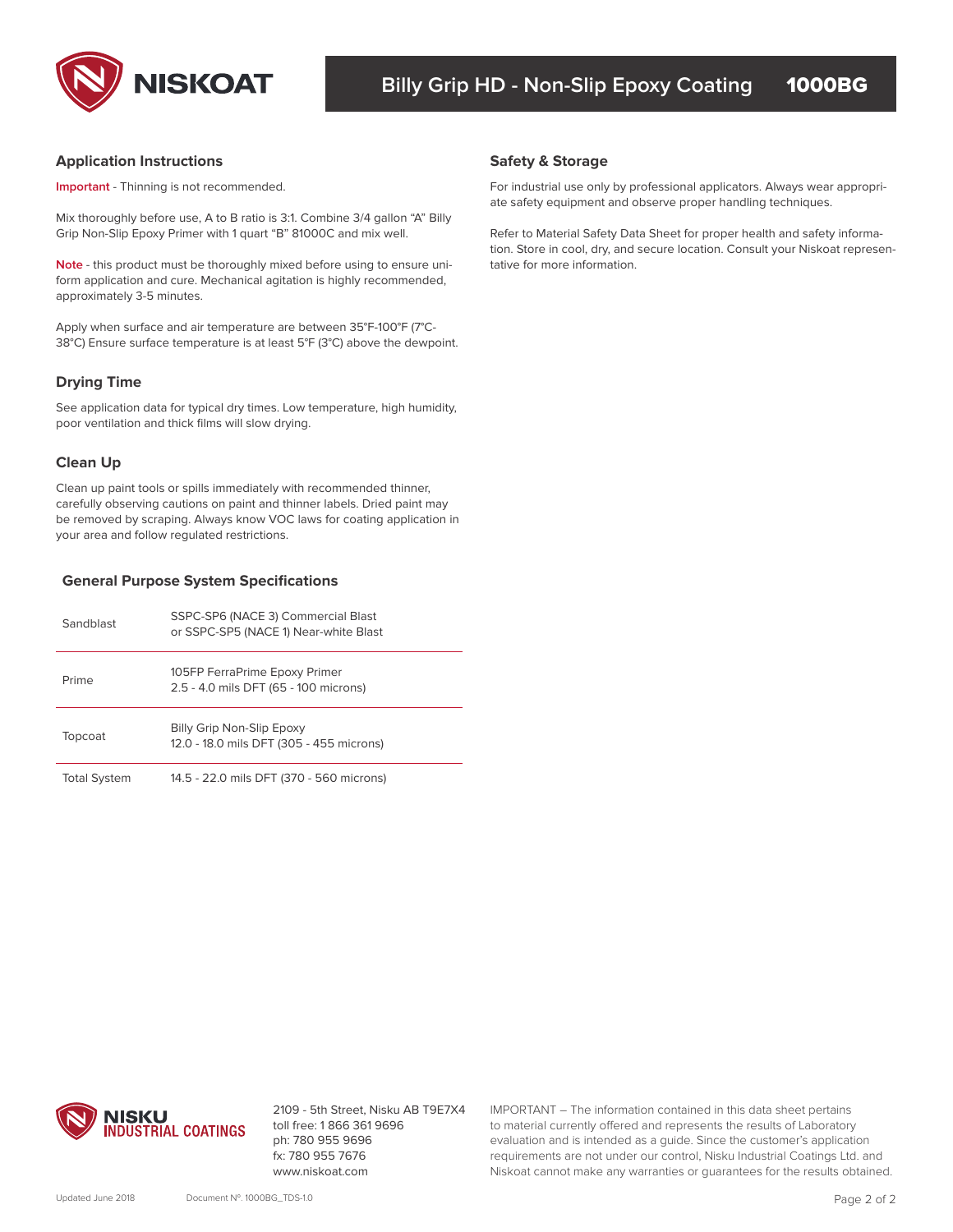# Billy Grip HD - Non-Slip Epoxy Coating 1000BG

## Application Instructions

**Important** - Thinning is not recommended.

Mix thoroughly before use, A to B ratio is 3:1. Combine 3/4 gallon "A" Billy Grip Non-Slip Epoxy Primer with 1 quart "B" 81000C and mix well.

**Note** - this product must be thoroughly mixed before using to ensure uniform application and cure. Mechanical agitation is highly recommended, approximately 3-5 minutes.

Apply when surface and air temperature are between 35°F-100°F (7°C-38°C) Ensure surface temperature is at least 5°F (3°C) above the dewpoint.

## Drying Time

See application data for typical dry times. Low temperature, high humidity, poor ventilation and thick films will slow drying.

## Clean Up

Clean up paint tools or spills immediately with recommended thinner, carefully observing cautions on paint and thinner labels. Dried paint may be removed by scraping. Always know VOC laws for coating application in your area and follow regulated restrictions.

## General Purpose System Specifications

| | |
|---|---|
| Sandblast | SSPC-SP6 (NACE 3) Commercial Blast or SSPC-SP5 (NACE 1) Near-white Blast |
| Prime | 105FP FerraPrime Epoxy Primer 2.5 - 4.0 mils DFT (65 - 100 microns) |
| Topcoat | Billy Grip Non-Slip Epoxy 12.0 - 18.0 mils DFT (305 - 455 microns) |
| Total System | 14.5 - 22.0 mils DFT (370 - 560 microns) |

## Safety & Storage

For industrial use only by professional applicators. Always wear appropriate safety equipment and observe proper handling techniques.

Refer to Material Safety Data Sheet for proper health and safety information. Store in cool, dry, and secure location. Consult your Niskoat representative for more information.

NISKU INDUSTRIAL COATINGS

2109 - 5th Street, Nisku AB T9E7X4
toll free: 1 866 361 9696
ph: 780 955 9696
fx: 780 955 7676
www.niskoat.com

IMPORTANT – The information contained in this data sheet pertains to material currently offered and represents the results of Laboratory evaluation and is intended as a guide. Since the customer's application requirements are not under our control, Nisku Industrial Coatings Ltd. and Niskoat cannot make any warranties or guarantees for the results obtained.

Updated June 2018 Document N°. 1000BG_TDS-1.0